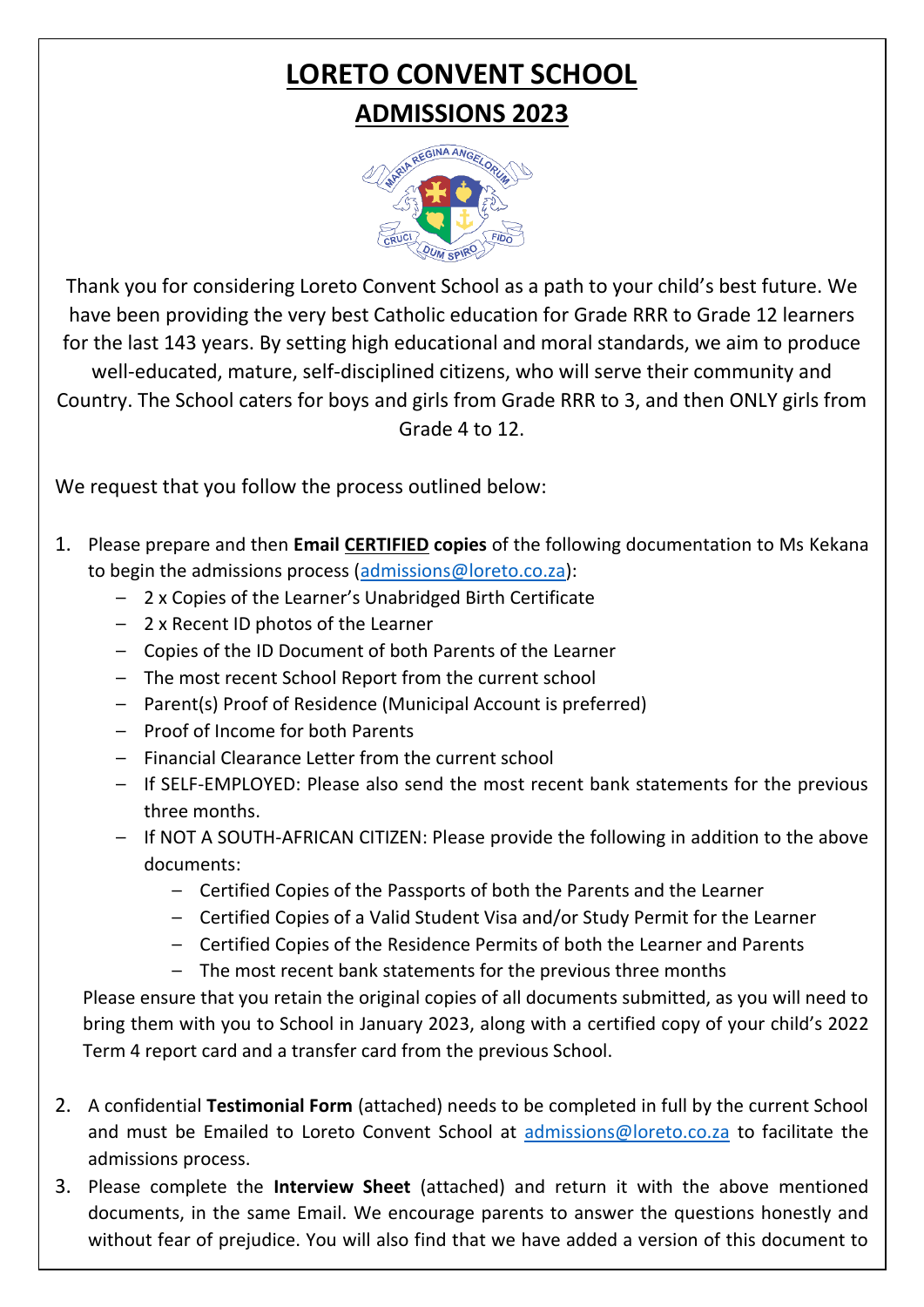# LORETO CONVENT SCHOOL

## ADMISSIONS 2023

Thank you for considering Loreto Convent School as a path to your child's best future. We have been providing the very best Catholic education for Grade RRR to Grade 12 learners for the last 143 years. By setting high educational and moral standards, we aim to produce well-educated, mature, self-disciplined citizens, who will serve their community and Country. The School caters for boys and girls from Grade RRR to 3, and then ONLY girls from Grade 4 to 12.

We request that you follow the process outlined below:

1. Please prepare and then **Email <u>CERTIFIED</u> copies** of the following documentation to Ms Kekana to begin the admissions process (admissions@loreto.co.za):
   - 2 x Copies of the Learner's Unabridged Birth Certificate
   - 2 x Recent ID photos of the Learner
   - Copies of the ID Document of both Parents of the Learner
   - The most recent School Report from the current school
   - Parent(s) Proof of Residence (Municipal Account is preferred)
   - Proof of Income for both Parents
   - Financial Clearance Letter from the current school
   - If SELF-EMPLOYED: Please also send the most recent bank statements for the previous three months.
   - If NOT A SOUTH-AFRICAN CITIZEN: Please provide the following in addition to the above documents:
     - Certified Copies of the Passports of both the Parents and the Learner
     - Certified Copies of a Valid Student Visa and/or Study Permit for the Learner
     - Certified Copies of the Residence Permits of both the Learner and Parents
     - The most recent bank statements for the previous three months

   Please ensure that you retain the original copies of all documents submitted, as you will need to bring them with you to School in January 2023, along with a certified copy of your child's 2022 Term 4 report card and a transfer card from the previous School.

2. A confidential **Testimonial Form** (attached) needs to be completed in full by the current School and must be Emailed to Loreto Convent School at admissions@loreto.co.za to facilitate the admissions process.
3. Please complete the **Interview Sheet** (attached) and return it with the above mentioned documents, in the same Email. We encourage parents to answer the questions honestly and without fear of prejudice. You will also find that we have added a version of this document to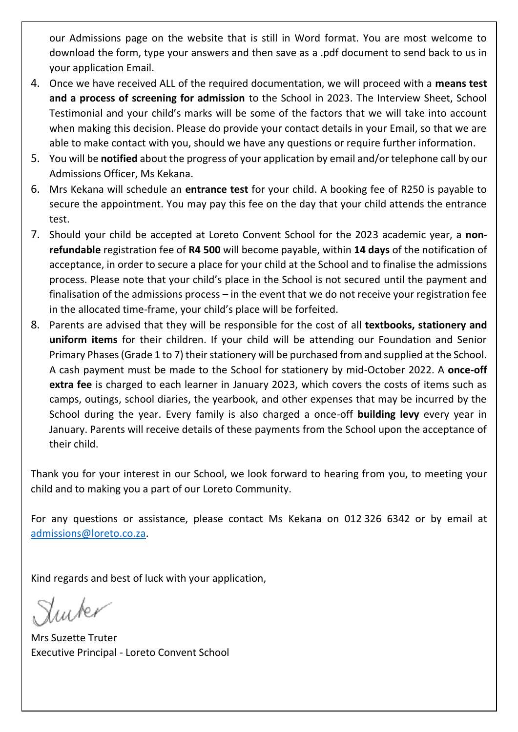our Admissions page on the website that is still in Word format. You are most welcome to download the form, type your answers and then save as a .pdf document to send back to us in your application Email.

4. Once we have received ALL of the required documentation, we will proceed with a **means test and a process of screening for admission** to the School in 2023. The Interview Sheet, School Testimonial and your child's marks will be some of the factors that we will take into account when making this decision. Please do provide your contact details in your Email, so that we are able to make contact with you, should we have any questions or require further information.
5. You will be **notified** about the progress of your application by email and/or telephone call by our Admissions Officer, Ms Kekana.
6. Mrs Kekana will schedule an **entrance test** for your child. A booking fee of R250 is payable to secure the appointment. You may pay this fee on the day that your child attends the entrance test.
7. Should your child be accepted at Loreto Convent School for the 2023 academic year, a **non-refundable** registration fee of **R4 500** will become payable, within **14 days** of the notification of acceptance, in order to secure a place for your child at the School and to finalise the admissions process. Please note that your child's place in the School is not secured until the payment and finalisation of the admissions process – in the event that we do not receive your registration fee in the allocated time-frame, your child's place will be forfeited.
8. Parents are advised that they will be responsible for the cost of all **textbooks, stationery and uniform items** for their children. If your child will be attending our Foundation and Senior Primary Phases (Grade 1 to 7) their stationery will be purchased from and supplied at the School. A cash payment must be made to the School for stationery by mid-October 2022. A **once-off extra fee** is charged to each learner in January 2023, which covers the costs of items such as camps, outings, school diaries, the yearbook, and other expenses that may be incurred by the School during the year. Every family is also charged a once-off **building levy** every year in January. Parents will receive details of these payments from the School upon the acceptance of their child.

Thank you for your interest in our School, we look forward to hearing from you, to meeting your child and to making you a part of our Loreto Community.

For any questions or assistance, please contact Ms Kekana on 012 326 6342 or by email at admissions@loreto.co.za.

Kind regards and best of luck with your application,

Truter

Mrs Suzette Truter
Executive Principal - Loreto Convent School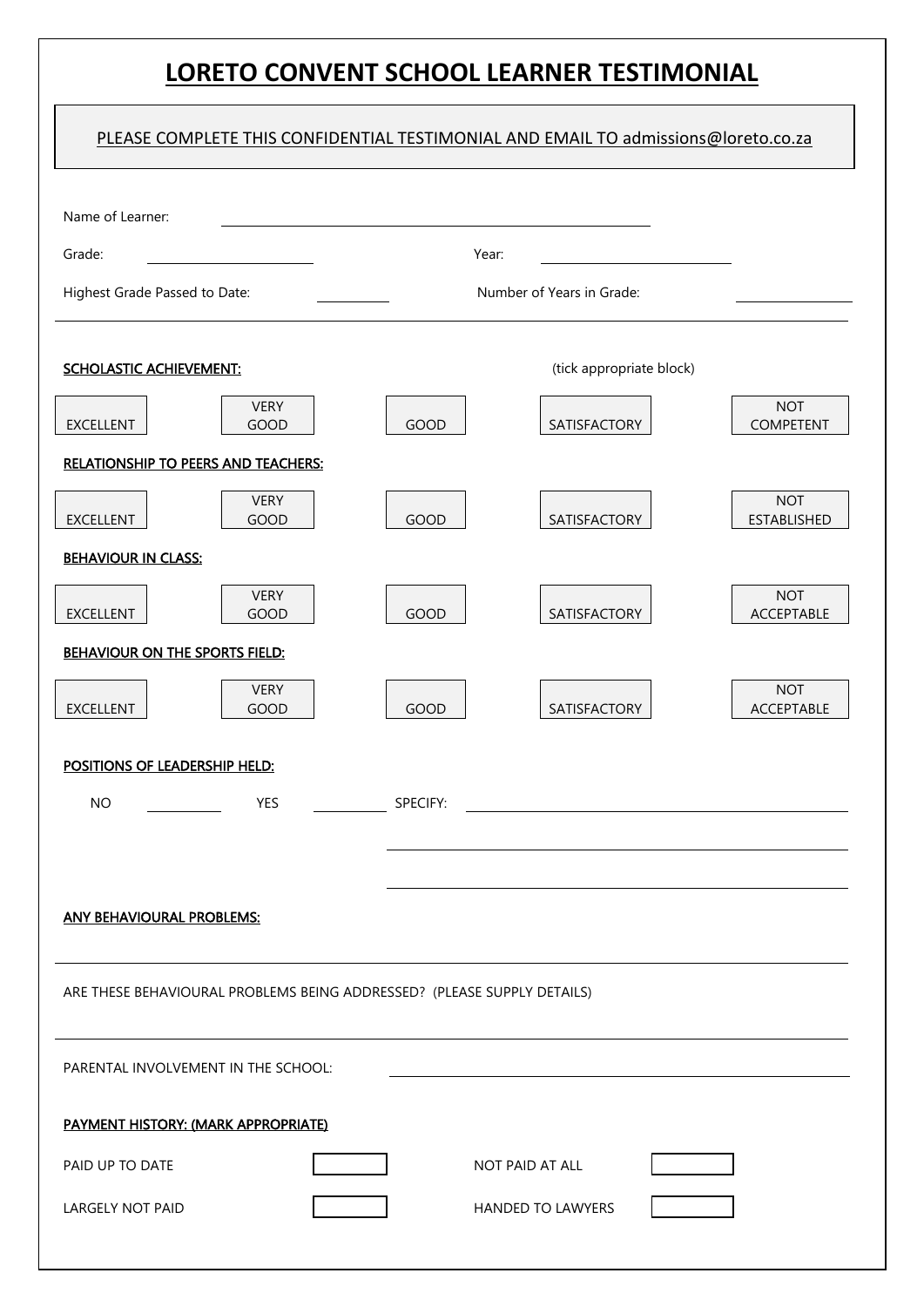# LORETO CONVENT SCHOOL LEARNER TESTIMONIAL

PLEASE COMPLETE THIS CONFIDENTIAL TESTIMONIAL AND EMAIL TO admissions@loreto.co.za

Name of Learner: ______________________________

Grade: ____________ Year: ____________

Highest Grade Passed to Date: ________ Number of Years in Grade: ________

---

**SCHOLASTIC ACHIEVEMENT:** (tick appropriate block)

| EXCELLENT | VERY GOOD | GOOD | SATISFACTORY | NOT COMPETENT |
|---|---|---|---|---|
| | | | | |

**RELATIONSHIP TO PEERS AND TEACHERS:**

| EXCELLENT | VERY GOOD | GOOD | SATISFACTORY | NOT ESTABLISHED |
|---|---|---|---|---|
| | | | | |

**BEHAVIOUR IN CLASS:**

| EXCELLENT | VERY GOOD | GOOD | SATISFACTORY | NOT ACCEPTABLE |
|---|---|---|---|---|
| | | | | |

**BEHAVIOUR ON THE SPORTS FIELD:**

| EXCELLENT | VERY GOOD | GOOD | SATISFACTORY | NOT ACCEPTABLE |
|---|---|---|---|---|
| | | | | |

**POSITIONS OF LEADERSHIP HELD:**

NO ________ YES ________ SPECIFY: ______________________________

______________________________

______________________________

**ANY BEHAVIOURAL PROBLEMS:**

______________________________

ARE THESE BEHAVIOURAL PROBLEMS BEING ADDRESSED? (PLEASE SUPPLY DETAILS)

______________________________

PARENTAL INVOLVEMENT IN THE SCHOOL: ______________________________

**PAYMENT HISTORY: (MARK APPROPRIATE)**

| | | | |
|---|---|---|---|
| PAID UP TO DATE | | NOT PAID AT ALL | |
| LARGELY NOT PAID | | HANDED TO LAWYERS | |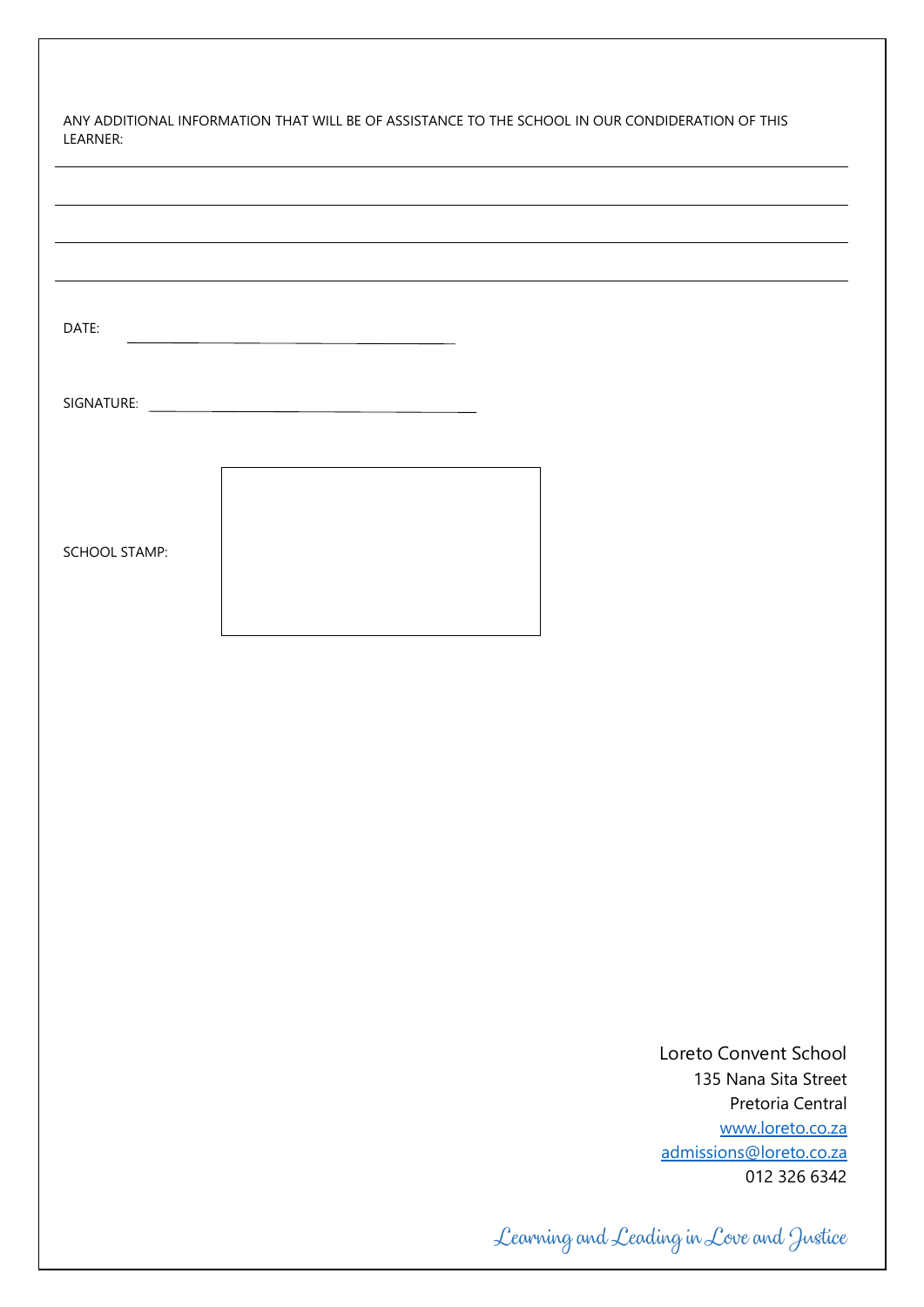ANY ADDITIONAL INFORMATION THAT WILL BE OF ASSISTANCE TO THE SCHOOL IN OUR CONDIDERATION OF THIS LEARNER:

______________________________________________________________________

______________________________________________________________________

______________________________________________________________________

______________________________________________________________________

DATE: ______________________________

SIGNATURE: ______________________________

SCHOOL STAMP:

Loreto Convent School
135 Nana Sita Street
Pretoria Central
[www.loreto.co.za](http://www.loreto.co.za)
[admissions@loreto.co.za](mailto:admissions@loreto.co.za)
012 326 6342

*Learning and Leading in Love and Justice*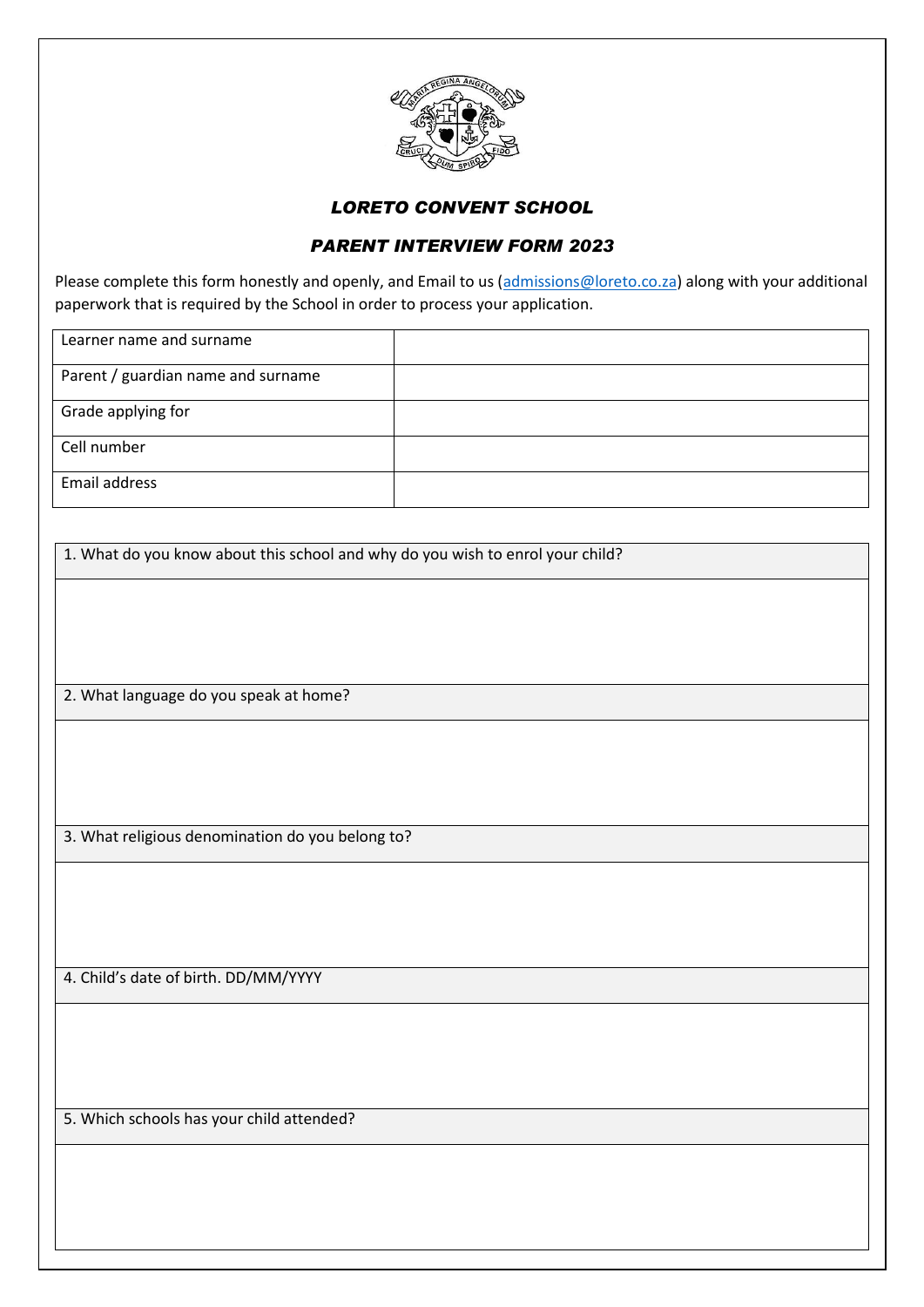*LORETO CONVENT SCHOOL*

*PARENT INTERVIEW FORM 2023*

Please complete this form honestly and openly, and Email to us (admissions@loreto.co.za) along with your additional paperwork that is required by the School in order to process your application.

| Learner name and surname | |
|---|---|
| Parent / guardian name and surname | |
| Grade applying for | |
| Cell number | |
| Email address | |

| 1. What do you know about this school and why do you wish to enrol your child? |
|---|
| |
| 2. What language do you speak at home? |
| |
| 3. What religious denomination do you belong to? |
| |
| 4. Child's date of birth. DD/MM/YYYY |
| |
| 5. Which schools has your child attended? |
| |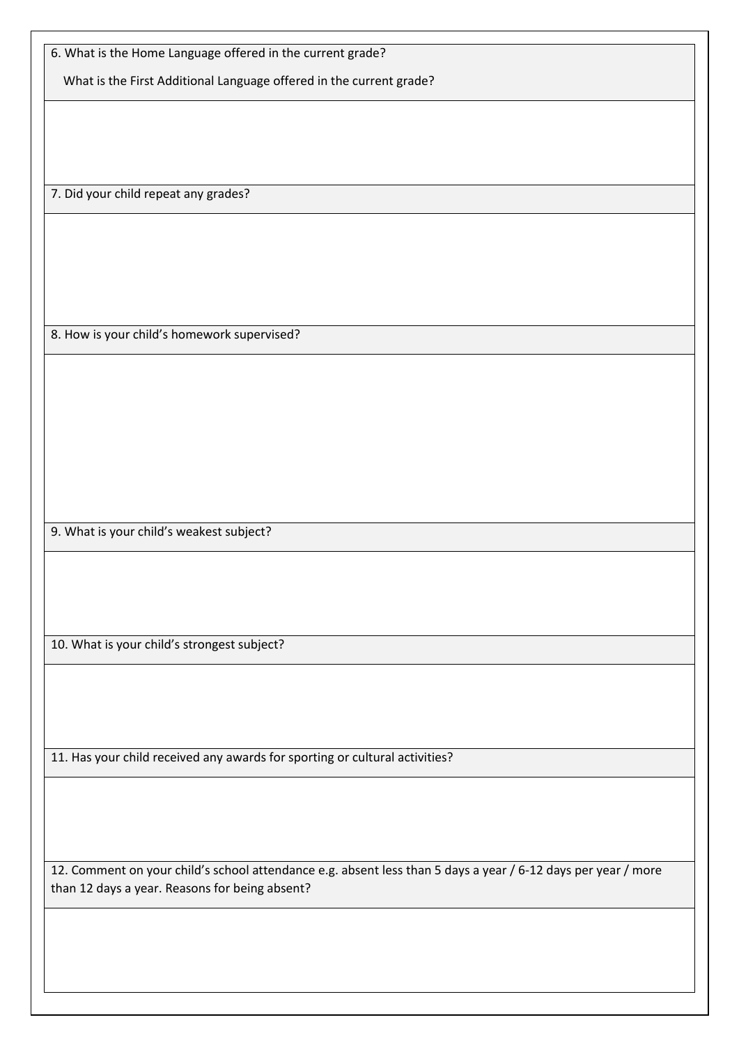6. What is the Home Language offered in the current grade?

What is the First Additional Language offered in the current grade?

7. Did your child repeat any grades?

8. How is your child's homework supervised?

9. What is your child's weakest subject?

10. What is your child's strongest subject?

11. Has your child received any awards for sporting or cultural activities?

12. Comment on your child's school attendance e.g. absent less than 5 days a year / 6-12 days per year / more than 12 days a year. Reasons for being absent?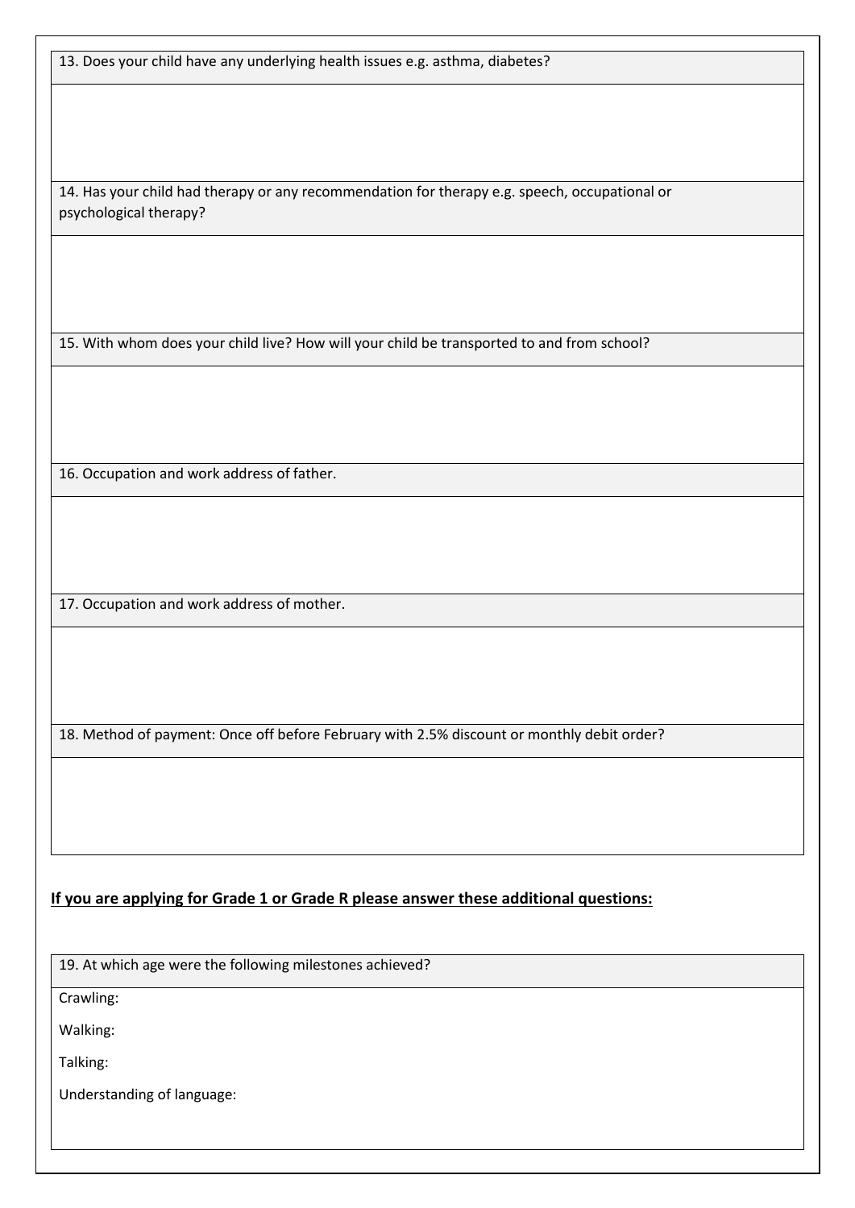| 13. Does your child have any underlying health issues e.g. asthma, diabetes? |
| --- |
| |

| 14. Has your child had therapy or any recommendation for therapy e.g. speech, occupational or psychological therapy? |
| --- |
| |

| 15. With whom does your child live? How will your child be transported to and from school? |
| --- |
| |

| 16. Occupation and work address of father. |
| --- |
| |

| 17. Occupation and work address of mother. |
| --- |
| |

| 18. Method of payment: Once off before February with 2.5% discount or monthly debit order? |
| --- |
| |

**If you are applying for Grade 1 or Grade R please answer these additional questions:**

| 19. At which age were the following milestones achieved? |
| --- |
| Crawling: |
| Walking: |
| Talking: |
| Understanding of language: |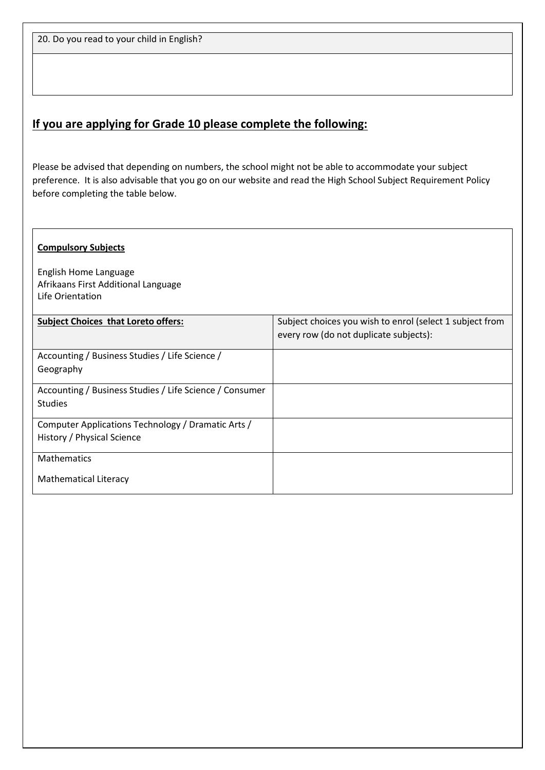| 20. Do you read to your child in English? |
| --- |
| |

## If you are applying for Grade 10 please complete the following:

Please be advised that depending on numbers, the school might not be able to accommodate your subject preference. It is also advisable that you go on our website and read the High School Subject Requirement Policy before completing the table below.

**Compulsory Subjects**

English Home Language
Afrikaans First Additional Language
Life Orientation

| **Subject Choices that Loreto offers:** | Subject choices you wish to enrol (select 1 subject from every row (do not duplicate subjects): |
| --- | --- |
| Accounting / Business Studies / Life Science / Geography | |
| Accounting / Business Studies / Life Science / Consumer Studies | |
| Computer Applications Technology / Dramatic Arts / History / Physical Science | |
| Mathematics<br><br>Mathematical Literacy | |